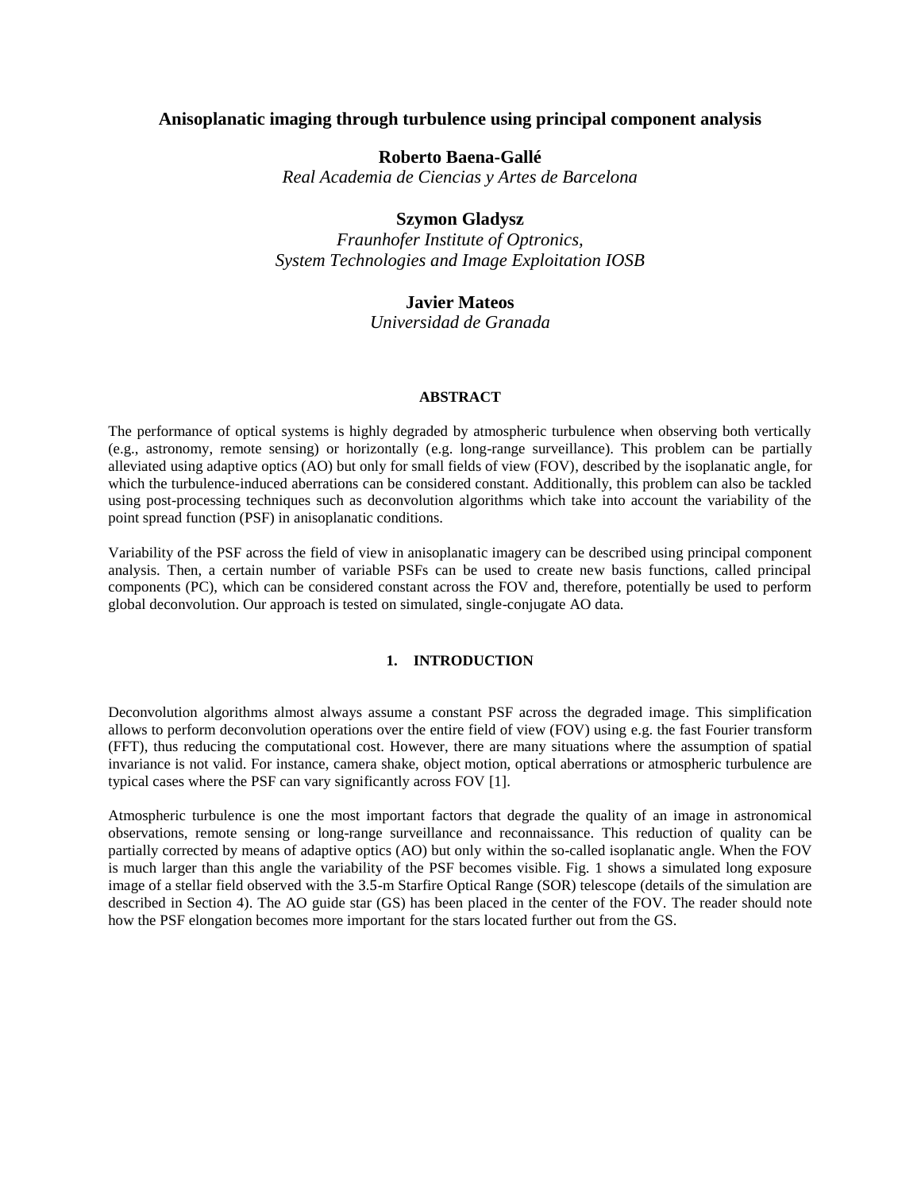# Anisoplanatic imaging through turbulence using principal component analysis

**Roberto Baena-Gallé**
*Real Academia de Ciencias y Artes de Barcelona*

**Szymon Gladysz**
*Fraunhofer Institute of Optronics, System Technologies and Image Exploitation IOSB*

**Javier Mateos**
*Universidad de Granada*

#### ABSTRACT

The performance of optical systems is highly degraded by atmospheric turbulence when observing both vertically (e.g., astronomy, remote sensing) or horizontally (e.g. long-range surveillance). This problem can be partially alleviated using adaptive optics (AO) but only for small fields of view (FOV), described by the isoplanatic angle, for which the turbulence-induced aberrations can be considered constant. Additionally, this problem can also be tackled using post-processing techniques such as deconvolution algorithms which take into account the variability of the point spread function (PSF) in anisoplanatic conditions.

Variability of the PSF across the field of view in anisoplanatic imagery can be described using principal component analysis. Then, a certain number of variable PSFs can be used to create new basis functions, called principal components (PC), which can be considered constant across the FOV and, therefore, potentially be used to perform global deconvolution. Our approach is tested on simulated, single-conjugate AO data.

## 1. INTRODUCTION

Deconvolution algorithms almost always assume a constant PSF across the degraded image. This simplification allows to perform deconvolution operations over the entire field of view (FOV) using e.g. the fast Fourier transform (FFT), thus reducing the computational cost. However, there are many situations where the assumption of spatial invariance is not valid. For instance, camera shake, object motion, optical aberrations or atmospheric turbulence are typical cases where the PSF can vary significantly across FOV [1].

Atmospheric turbulence is one the most important factors that degrade the quality of an image in astronomical observations, remote sensing or long-range surveillance and reconnaissance. This reduction of quality can be partially corrected by means of adaptive optics (AO) but only within the so-called isoplanatic angle. When the FOV is much larger than this angle the variability of the PSF becomes visible. Fig. 1 shows a simulated long exposure image of a stellar field observed with the 3.5-m Starfire Optical Range (SOR) telescope (details of the simulation are described in Section 4). The AO guide star (GS) has been placed in the center of the FOV. The reader should note how the PSF elongation becomes more important for the stars located further out from the GS.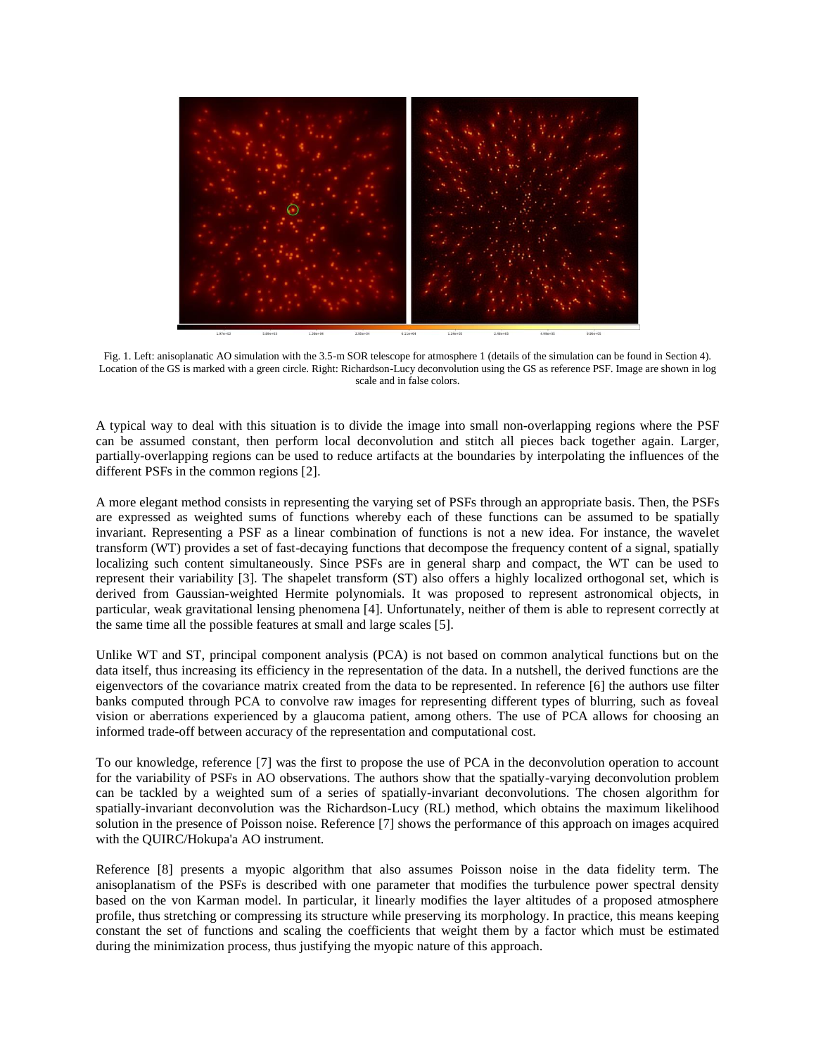Fig. 1. Left: anisoplanatic AO simulation with the 3.5-m SOR telescope for atmosphere 1 (details of the simulation can be found in Section 4). Location of the GS is marked with a green circle. Right: Richardson-Lucy deconvolution using the GS as reference PSF. Image are shown in log scale and in false colors.

A typical way to deal with this situation is to divide the image into small non-overlapping regions where the PSF can be assumed constant, then perform local deconvolution and stitch all pieces back together again. Larger, partially-overlapping regions can be used to reduce artifacts at the boundaries by interpolating the influences of the different PSFs in the common regions [2].

A more elegant method consists in representing the varying set of PSFs through an appropriate basis. Then, the PSFs are expressed as weighted sums of functions whereby each of these functions can be assumed to be spatially invariant. Representing a PSF as a linear combination of functions is not a new idea. For instance, the wavelet transform (WT) provides a set of fast-decaying functions that decompose the frequency content of a signal, spatially localizing such content simultaneously. Since PSFs are in general sharp and compact, the WT can be used to represent their variability [3]. The shapelet transform (ST) also offers a highly localized orthogonal set, which is derived from Gaussian-weighted Hermite polynomials. It was proposed to represent astronomical objects, in particular, weak gravitational lensing phenomena [4]. Unfortunately, neither of them is able to represent correctly at the same time all the possible features at small and large scales [5].

Unlike WT and ST, principal component analysis (PCA) is not based on common analytical functions but on the data itself, thus increasing its efficiency in the representation of the data. In a nutshell, the derived functions are the eigenvectors of the covariance matrix created from the data to be represented. In reference [6] the authors use filter banks computed through PCA to convolve raw images for representing different types of blurring, such as foveal vision or aberrations experienced by a glaucoma patient, among others. The use of PCA allows for choosing an informed trade-off between accuracy of the representation and computational cost.

To our knowledge, reference [7] was the first to propose the use of PCA in the deconvolution operation to account for the variability of PSFs in AO observations. The authors show that the spatially-varying deconvolution problem can be tackled by a weighted sum of a series of spatially-invariant deconvolutions. The chosen algorithm for spatially-invariant deconvolution was the Richardson-Lucy (RL) method, which obtains the maximum likelihood solution in the presence of Poisson noise. Reference [7] shows the performance of this approach on images acquired with the QUIRC/Hokupa'a AO instrument.

Reference [8] presents a myopic algorithm that also assumes Poisson noise in the data fidelity term. The anisoplanatism of the PSFs is described with one parameter that modifies the turbulence power spectral density based on the von Karman model. In particular, it linearly modifies the layer altitudes of a proposed atmosphere profile, thus stretching or compressing its structure while preserving its morphology. In practice, this means keeping constant the set of functions and scaling the coefficients that weight them by a factor which must be estimated during the minimization process, thus justifying the myopic nature of this approach.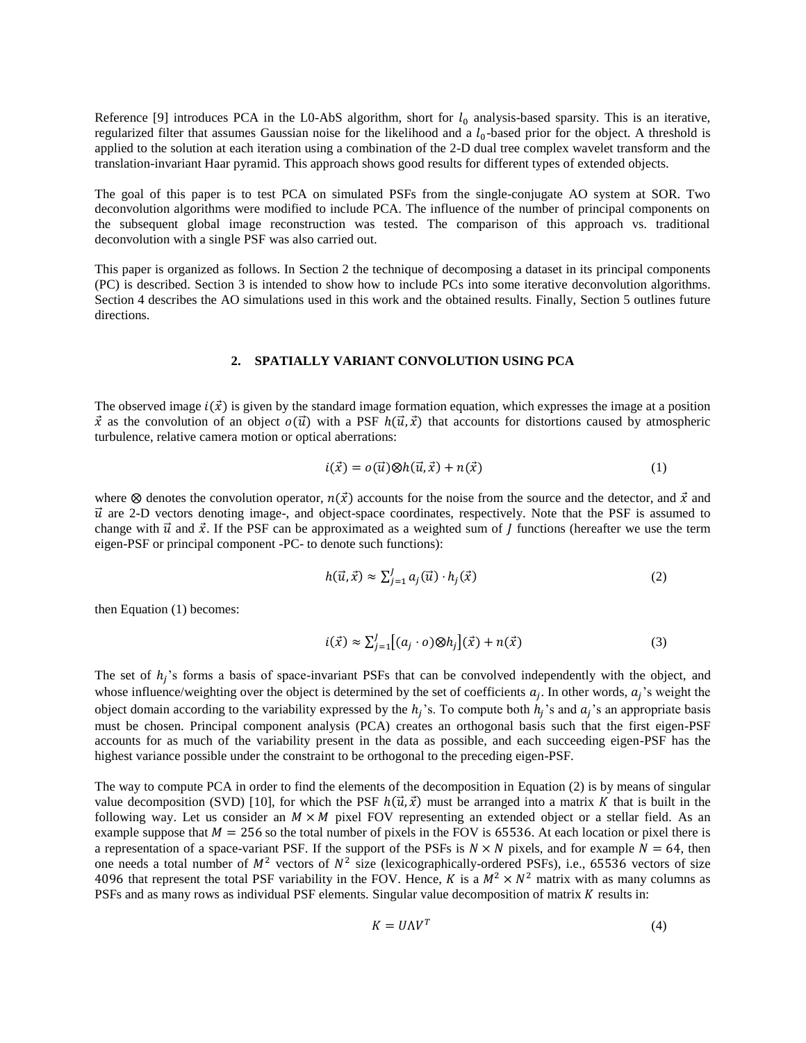Reference [9] introduces PCA in the L0-AbS algorithm, short for $l_0$ analysis-based sparsity. This is an iterative, regularized filter that assumes Gaussian noise for the likelihood and a $l_0$-based prior for the object. A threshold is applied to the solution at each iteration using a combination of the 2-D dual tree complex wavelet transform and the translation-invariant Haar pyramid. This approach shows good results for different types of extended objects.

The goal of this paper is to test PCA on simulated PSFs from the single-conjugate AO system at SOR. Two deconvolution algorithms were modified to include PCA. The influence of the number of principal components on the subsequent global image reconstruction was tested. The comparison of this approach vs. traditional deconvolution with a single PSF was also carried out.

This paper is organized as follows. In Section 2 the technique of decomposing a dataset in its principal components (PC) is described. Section 3 is intended to show how to include PCs into some iterative deconvolution algorithms. Section 4 describes the AO simulations used in this work and the obtained results. Finally, Section 5 outlines future directions.

## 2. SPATIALLY VARIANT CONVOLUTION USING PCA

The observed image $i(\vec{x})$ is given by the standard image formation equation, which expresses the image at a position $\vec{x}$ as the convolution of an object $o(\vec{u})$ with a PSF $h(\vec{u},\vec{x})$ that accounts for distortions caused by atmospheric turbulence, relative camera motion or optical aberrations:

$$i(\vec{x}) = o(\vec{u}) \otimes h(\vec{u},\vec{x}) + n(\vec{x}) \tag{1}$$

where $\otimes$ denotes the convolution operator, $n(\vec{x})$ accounts for the noise from the source and the detector, and $\vec{x}$ and $\vec{u}$ are 2-D vectors denoting image-, and object-space coordinates, respectively. Note that the PSF is assumed to change with $\vec{u}$ and $\vec{x}$. If the PSF can be approximated as a weighted sum of $J$ functions (hereafter we use the term eigen-PSF or principal component -PC- to denote such functions):

$$h(\vec{u},\vec{x}) \approx \sum_{j=1}^{J} a_j(\vec{u}) \cdot h_j(\vec{x}) \tag{2}$$

then Equation (1) becomes:

$$i(\vec{x}) \approx \sum_{j=1}^{J} \left[(a_j \cdot o) \otimes h_j\right](\vec{x}) + n(\vec{x}) \tag{3}$$

The set of $h_j$'s forms a basis of space-invariant PSFs that can be convolved independently with the object, and whose influence/weighting over the object is determined by the set of coefficients $a_j$. In other words, $a_j$'s weight the object domain according to the variability expressed by the $h_j$'s. To compute both $h_j$'s and $a_j$'s an appropriate basis must be chosen. Principal component analysis (PCA) creates an orthogonal basis such that the first eigen-PSF accounts for as much of the variability present in the data as possible, and each succeeding eigen-PSF has the highest variance possible under the constraint to be orthogonal to the preceding eigen-PSF.

The way to compute PCA in order to find the elements of the decomposition in Equation (2) is by means of singular value decomposition (SVD) [10], for which the PSF $h(\vec{u},\vec{x})$ must be arranged into a matrix $K$ that is built in the following way. Let us consider an $M \times M$ pixel FOV representing an extended object or a stellar field. As an example suppose that $M = 256$ so the total number of pixels in the FOV is $65536$. At each location or pixel there is a representation of a space-variant PSF. If the support of the PSFs is $N \times N$ pixels, and for example $N = 64$, then one needs a total number of $M^2$ vectors of $N^2$ size (lexicographically-ordered PSFs), i.e., $65536$ vectors of size $4096$ that represent the total PSF variability in the FOV. Hence, $K$ is a $M^2 \times N^2$ matrix with as many columns as PSFs and as many rows as individual PSF elements. Singular value decomposition of matrix $K$ results in:

$$K = U \Lambda V^T \tag{4}$$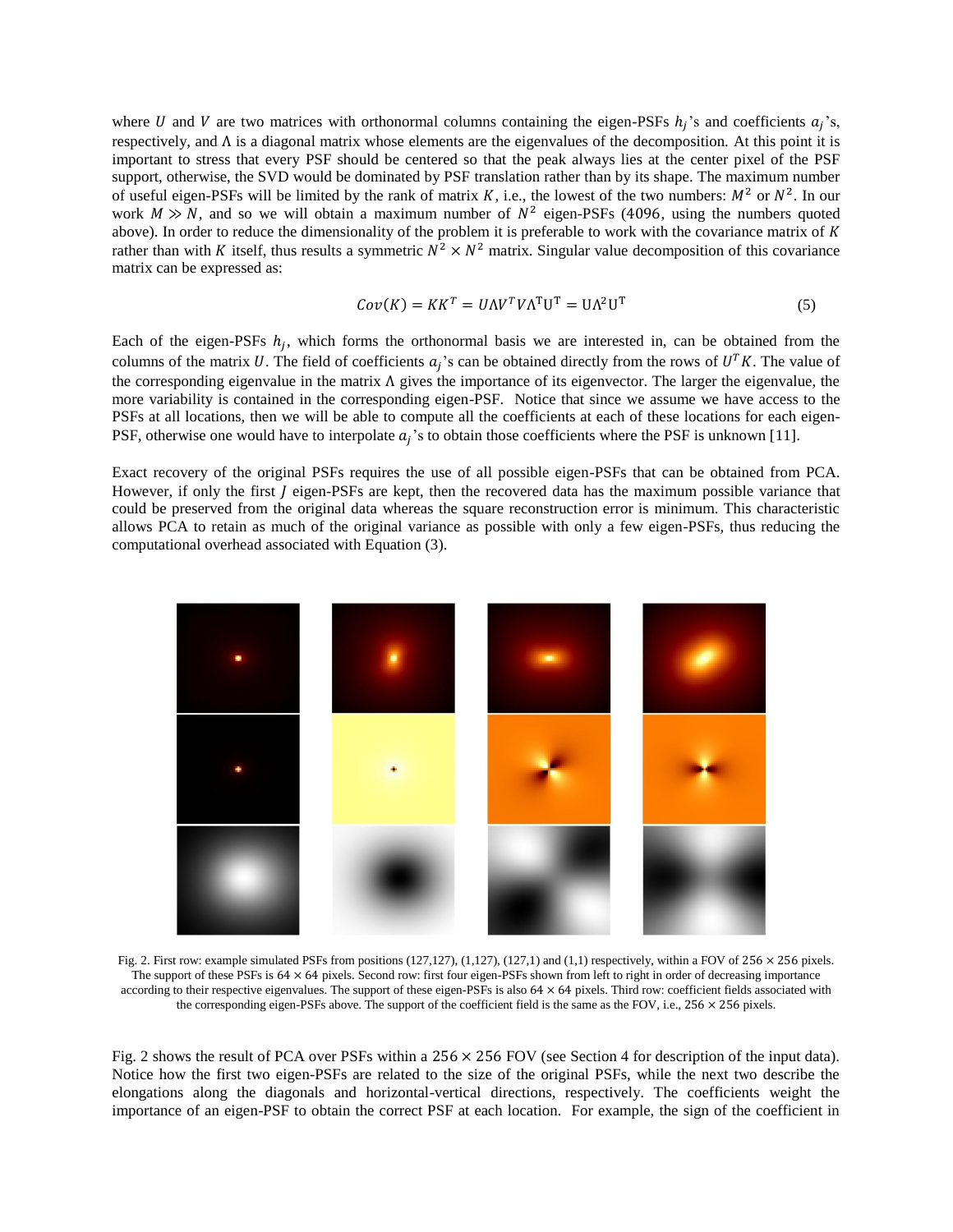where $U$ and $V$ are two matrices with orthonormal columns containing the eigen-PSFs $h_j$'s and coefficients $a_j$'s, respectively, and $\Lambda$ is a diagonal matrix whose elements are the eigenvalues of the decomposition. At this point it is important to stress that every PSF should be centered so that the peak always lies at the center pixel of the PSF support, otherwise, the SVD would be dominated by PSF translation rather than by its shape. The maximum number of useful eigen-PSFs will be limited by the rank of matrix $K$, i.e., the lowest of the two numbers: $M^2$ or $N^2$. In our work $M \gg N$, and so we will obtain a maximum number of $N^2$ eigen-PSFs (4096, using the numbers quoted above). In order to reduce the dimensionality of the problem it is preferable to work with the covariance matrix of $K$ rather than with $K$ itself, thus results a symmetric $N^2 \times N^2$ matrix. Singular value decomposition of this covariance matrix can be expressed as:

$$Cov(K) = KK^T = U\Lambda V^T V \Lambda^T U^T = U\Lambda^2 U^T \tag{5}$$

Each of the eigen-PSFs $h_j$, which forms the orthonormal basis we are interested in, can be obtained from the columns of the matrix $U$. The field of coefficients $a_j$'s can be obtained directly from the rows of $U^T K$. The value of the corresponding eigenvalue in the matrix $\Lambda$ gives the importance of its eigenvector. The larger the eigenvalue, the more variability is contained in the corresponding eigen-PSF. Notice that since we assume we have access to the PSFs at all locations, then we will be able to compute all the coefficients at each of these locations for each eigen-PSF, otherwise one would have to interpolate $a_j$'s to obtain those coefficients where the PSF is unknown [11].

Exact recovery of the original PSFs requires the use of all possible eigen-PSFs that can be obtained from PCA. However, if only the first $J$ eigen-PSFs are kept, then the recovered data has the maximum possible variance that could be preserved from the original data whereas the square reconstruction error is minimum. This characteristic allows PCA to retain as much of the original variance as possible with only a few eigen-PSFs, thus reducing the computational overhead associated with Equation (3).

Fig. 2. First row: example simulated PSFs from positions (127,127), (1,127), (127,1) and (1,1) respectively, within a FOV of $256 \times 256$ pixels. The support of these PSFs is $64 \times 64$ pixels. Second row: first four eigen-PSFs shown from left to right in order of decreasing importance according to their respective eigenvalues. The support of these eigen-PSFs is also $64 \times 64$ pixels. Third row: coefficient fields associated with the corresponding eigen-PSFs above. The support of the coefficient field is the same as the FOV, i.e., $256 \times 256$ pixels.

Fig. 2 shows the result of PCA over PSFs within a $256 \times 256$ FOV (see Section 4 for description of the input data). Notice how the first two eigen-PSFs are related to the size of the original PSFs, while the next two describe the elongations along the diagonals and horizontal-vertical directions, respectively. The coefficients weight the importance of an eigen-PSF to obtain the correct PSF at each location. For example, the sign of the coefficient in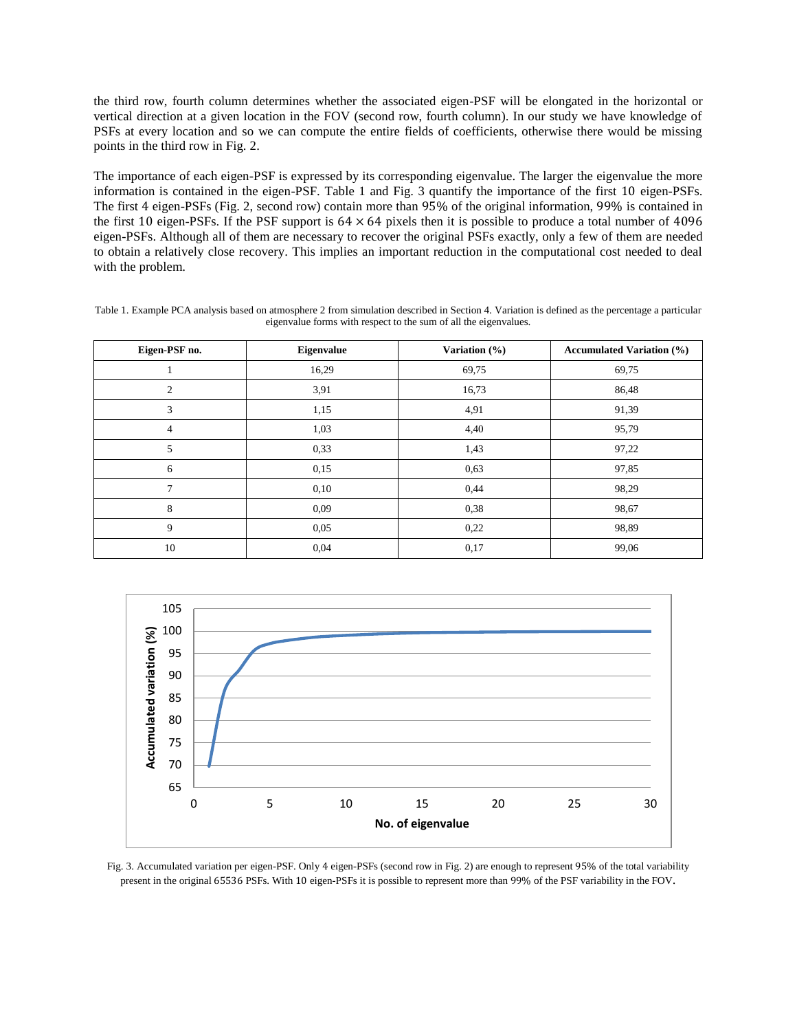the third row, fourth column determines whether the associated eigen-PSF will be elongated in the horizontal or vertical direction at a given location in the FOV (second row, fourth column). In our study we have knowledge of PSFs at every location and so we can compute the entire fields of coefficients, otherwise there would be missing points in the third row in Fig. 2.

The importance of each eigen-PSF is expressed by its corresponding eigenvalue. The larger the eigenvalue the more information is contained in the eigen-PSF. Table 1 and Fig. 3 quantify the importance of the first 10 eigen-PSFs. The first 4 eigen-PSFs (Fig. 2, second row) contain more than 95% of the original information, 99% is contained in the first 10 eigen-PSFs. If the PSF support is $64 \times 64$ pixels then it is possible to produce a total number of 4096 eigen-PSFs. Although all of them are necessary to recover the original PSFs exactly, only a few of them are needed to obtain a relatively close recovery. This implies an important reduction in the computational cost needed to deal with the problem.

Table 1. Example PCA analysis based on atmosphere 2 from simulation described in Section 4. Variation is defined as the percentage a particular eigenvalue forms with respect to the sum of all the eigenvalues.

| Eigen-PSF no. | Eigenvalue | Variation (%) | Accumulated Variation (%) |
|---|---|---|---|
| 1 | 16,29 | 69,75 | 69,75 |
| 2 | 3,91 | 16,73 | 86,48 |
| 3 | 1,15 | 4,91 | 91,39 |
| 4 | 1,03 | 4,40 | 95,79 |
| 5 | 0,33 | 1,43 | 97,22 |
| 6 | 0,15 | 0,63 | 97,85 |
| 7 | 0,10 | 0,44 | 98,29 |
| 8 | 0,09 | 0,38 | 98,67 |
| 9 | 0,05 | 0,22 | 98,89 |
| 10 | 0,04 | 0,17 | 99,06 |

Fig. 3. Accumulated variation per eigen-PSF. Only 4 eigen-PSFs (second row in Fig. 2) are enough to represent 95% of the total variability present in the original 65536 PSFs. With 10 eigen-PSFs it is possible to represent more than 99% of the PSF variability in the FOV.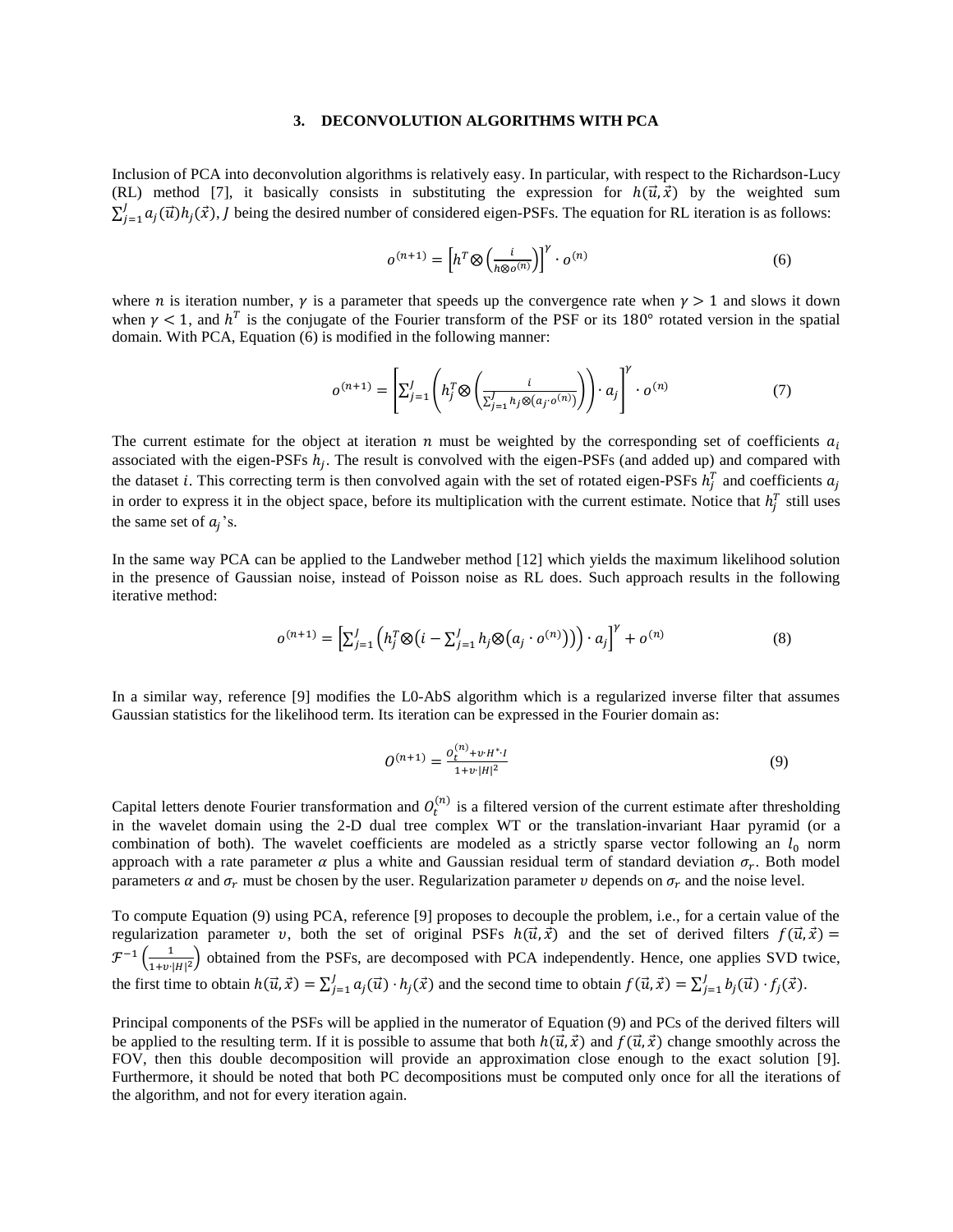### 3. DECONVOLUTION ALGORITHMS WITH PCA

Inclusion of PCA into deconvolution algorithms is relatively easy. In particular, with respect to the Richardson-Lucy (RL) method [7], it basically consists in substituting the expression for $h(\vec{u},\vec{x})$ by the weighted sum $\sum_{j=1}^{J} a_j(\vec{u}) h_j(\vec{x})$, $J$ being the desired number of considered eigen-PSFs. The equation for RL iteration is as follows:

$$o^{(n+1)} = \left[h^T \otimes \left(\frac{i}{h \otimes o^{(n)}}\right)\right]^{\gamma} \cdot o^{(n)} \tag{6}$$

where $n$ is iteration number, $\gamma$ is a parameter that speeds up the convergence rate when $\gamma > 1$ and slows it down when $\gamma < 1$, and $h^T$ is the conjugate of the Fourier transform of the PSF or its $180°$ rotated version in the spatial domain. With PCA, Equation (6) is modified in the following manner:

$$o^{(n+1)} = \left[\sum_{j=1}^{J} \left(h_j^T \otimes \left(\frac{i}{\sum_{j=1}^{J} h_j \otimes (a_j \cdot o^{(n)})}\right)\right) \cdot a_j\right]^{\gamma} \cdot o^{(n)} \tag{7}$$

The current estimate for the object at iteration $n$ must be weighted by the corresponding set of coefficients $a_i$ associated with the eigen-PSFs $h_j$. The result is convolved with the eigen-PSFs (and added up) and compared with the dataset $i$. This correcting term is then convolved again with the set of rotated eigen-PSFs $h_j^T$ and coefficients $a_j$ in order to express it in the object space, before its multiplication with the current estimate. Notice that $h_j^T$ still uses the same set of $a_j$'s.

In the same way PCA can be applied to the Landweber method [12] which yields the maximum likelihood solution in the presence of Gaussian noise, instead of Poisson noise as RL does. Such approach results in the following iterative method:

$$o^{(n+1)} = \left[\sum_{j=1}^{J} \left(h_j^T \otimes \left(i - \sum_{j=1}^{J} h_j \otimes \left(a_j \cdot o^{(n)}\right)\right)\right) \cdot a_j\right]^{\gamma} + o^{(n)} \tag{8}$$

In a similar way, reference [9] modifies the L0-AbS algorithm which is a regularized inverse filter that assumes Gaussian statistics for the likelihood term. Its iteration can be expressed in the Fourier domain as:

$$O^{(n+1)} = \frac{O_t^{(n)} + \upsilon \cdot H^* \cdot I}{1 + \upsilon \cdot |H|^2} \tag{9}$$

Capital letters denote Fourier transformation and $O_t^{(n)}$ is a filtered version of the current estimate after thresholding in the wavelet domain using the 2-D dual tree complex WT or the translation-invariant Haar pyramid (or a combination of both). The wavelet coefficients are modeled as a strictly sparse vector following an $l_0$ norm approach with a rate parameter $\alpha$ plus a white and Gaussian residual term of standard deviation $\sigma_r$. Both model parameters $\alpha$ and $\sigma_r$ must be chosen by the user. Regularization parameter $\upsilon$ depends on $\sigma_r$ and the noise level.

To compute Equation (9) using PCA, reference [9] proposes to decouple the problem, i.e., for a certain value of the regularization parameter $\upsilon$, both the set of original PSFs $h(\vec{u},\vec{x})$ and the set of derived filters $f(\vec{u},\vec{x}) = \mathcal{F}^{-1}\left(\frac{1}{1+\upsilon \cdot |H|^2}\right)$ obtained from the PSFs, are decomposed with PCA independently. Hence, one applies SVD twice, the first time to obtain $h(\vec{u},\vec{x}) = \sum_{j=1}^{J} a_j(\vec{u}) \cdot h_j(\vec{x})$ and the second time to obtain $f(\vec{u},\vec{x}) = \sum_{j=1}^{J} b_j(\vec{u}) \cdot f_j(\vec{x})$.

Principal components of the PSFs will be applied in the numerator of Equation (9) and PCs of the derived filters will be applied to the resulting term. If it is possible to assume that both $h(\vec{u},\vec{x})$ and $f(\vec{u},\vec{x})$ change smoothly across the FOV, then this double decomposition will provide an approximation close enough to the exact solution [9]. Furthermore, it should be noted that both PC decompositions must be computed only once for all the iterations of the algorithm, and not for every iteration again.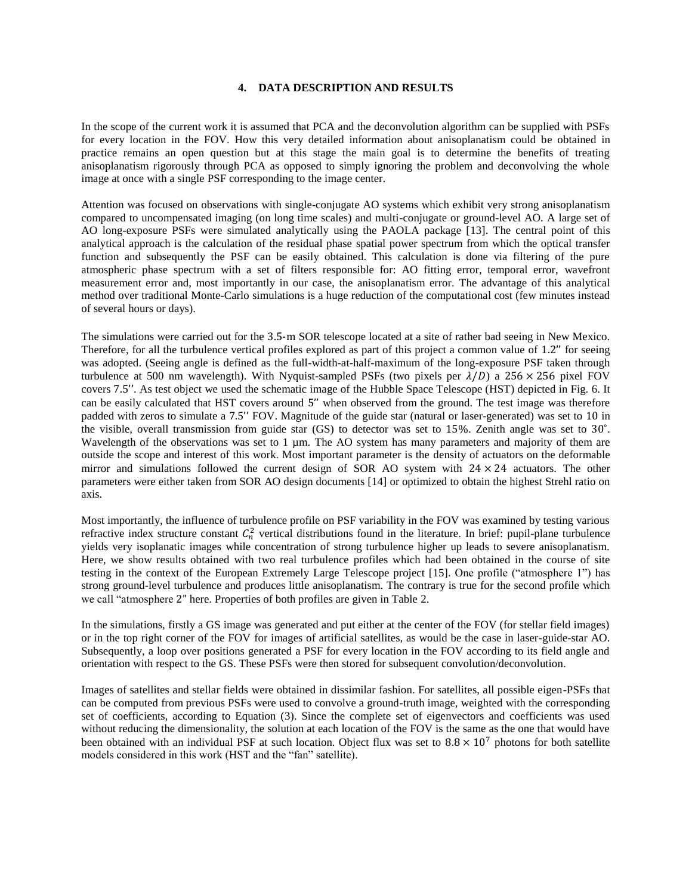## 4. DATA DESCRIPTION AND RESULTS

In the scope of the current work it is assumed that PCA and the deconvolution algorithm can be supplied with PSFs for every location in the FOV. How this very detailed information about anisoplanatism could be obtained in practice remains an open question but at this stage the main goal is to determine the benefits of treating anisoplanatism rigorously through PCA as opposed to simply ignoring the problem and deconvolving the whole image at once with a single PSF corresponding to the image center.

Attention was focused on observations with single-conjugate AO systems which exhibit very strong anisoplanatism compared to uncompensated imaging (on long time scales) and multi-conjugate or ground-level AO. A large set of AO long-exposure PSFs were simulated analytically using the PAOLA package [13]. The central point of this analytical approach is the calculation of the residual phase spatial power spectrum from which the optical transfer function and subsequently the PSF can be easily obtained. This calculation is done via filtering of the pure atmospheric phase spectrum with a set of filters responsible for: AO fitting error, temporal error, wavefront measurement error and, most importantly in our case, the anisoplanatism error. The advantage of this analytical method over traditional Monte-Carlo simulations is a huge reduction of the computational cost (few minutes instead of several hours or days).

The simulations were carried out for the 3.5-m SOR telescope located at a site of rather bad seeing in New Mexico. Therefore, for all the turbulence vertical profiles explored as part of this project a common value of 1.2″ for seeing was adopted. (Seeing angle is defined as the full-width-at-half-maximum of the long-exposure PSF taken through turbulence at 500 nm wavelength). With Nyquist-sampled PSFs (two pixels per $\lambda/D$) a $256 \times 256$ pixel FOV covers 7.5''. As test object we used the schematic image of the Hubble Space Telescope (HST) depicted in Fig. 6. It can be easily calculated that HST covers around 5″ when observed from the ground. The test image was therefore padded with zeros to simulate a 7.5'' FOV. Magnitude of the guide star (natural or laser-generated) was set to 10 in the visible, overall transmission from guide star (GS) to detector was set to 15%. Zenith angle was set to 30˚. Wavelength of the observations was set to 1 µm. The AO system has many parameters and majority of them are outside the scope and interest of this work. Most important parameter is the density of actuators on the deformable mirror and simulations followed the current design of SOR AO system with $24 \times 24$ actuators. The other parameters were either taken from SOR AO design documents [14] or optimized to obtain the highest Strehl ratio on axis.

Most importantly, the influence of turbulence profile on PSF variability in the FOV was examined by testing various refractive index structure constant $C_n^2$ vertical distributions found in the literature. In brief: pupil-plane turbulence yields very isoplanatic images while concentration of strong turbulence higher up leads to severe anisoplanatism. Here, we show results obtained with two real turbulence profiles which had been obtained in the course of site testing in the context of the European Extremely Large Telescope project [15]. One profile ("atmosphere 1") has strong ground-level turbulence and produces little anisoplanatism. The contrary is true for the second profile which we call "atmosphere 2" here. Properties of both profiles are given in Table 2.

In the simulations, firstly a GS image was generated and put either at the center of the FOV (for stellar field images) or in the top right corner of the FOV for images of artificial satellites, as would be the case in laser-guide-star AO. Subsequently, a loop over positions generated a PSF for every location in the FOV according to its field angle and orientation with respect to the GS. These PSFs were then stored for subsequent convolution/deconvolution.

Images of satellites and stellar fields were obtained in dissimilar fashion. For satellites, all possible eigen-PSFs that can be computed from previous PSFs were used to convolve a ground-truth image, weighted with the corresponding set of coefficients, according to Equation (3). Since the complete set of eigenvectors and coefficients was used without reducing the dimensionality, the solution at each location of the FOV is the same as the one that would have been obtained with an individual PSF at such location. Object flux was set to $8.8 \times 10^7$ photons for both satellite models considered in this work (HST and the "fan" satellite).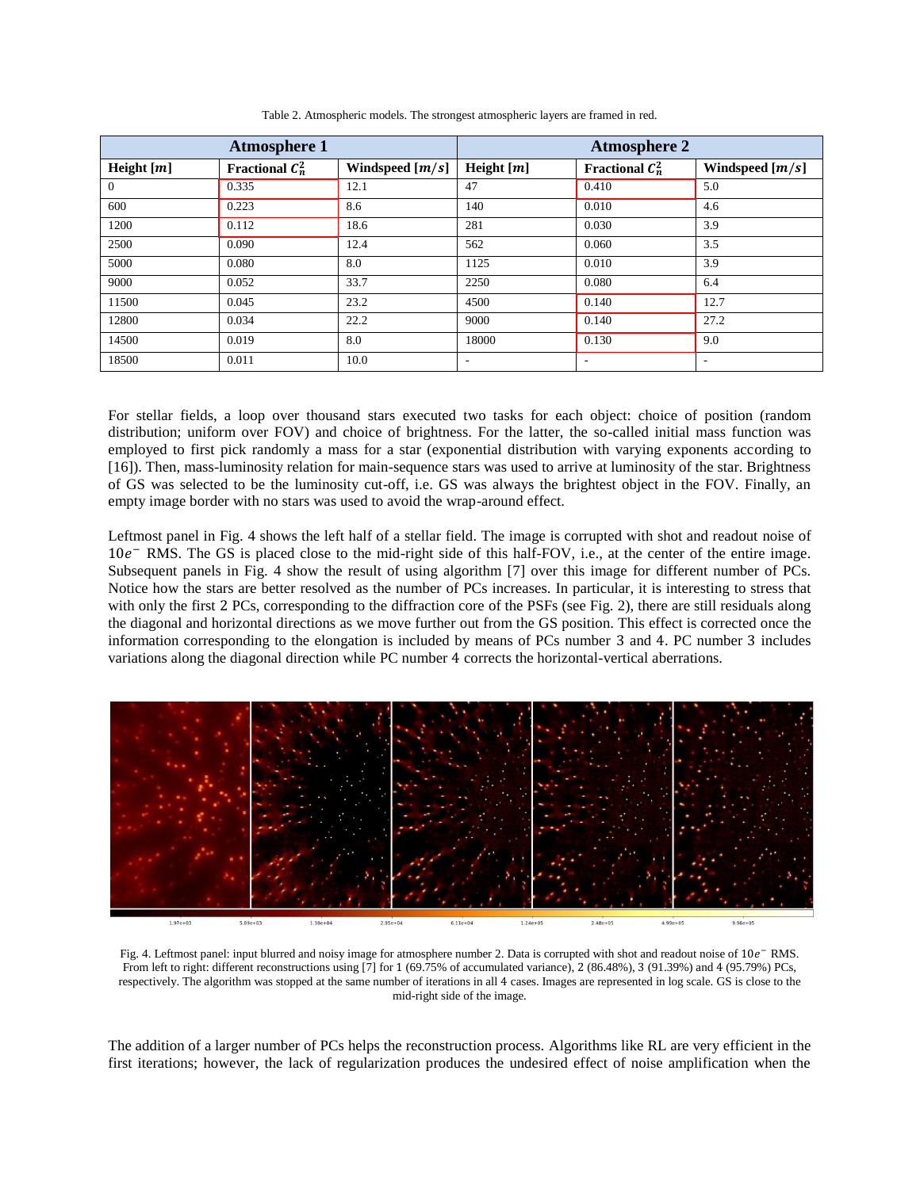Table 2. Atmospheric models. The strongest atmospheric layers are framed in red.

| Atmosphere 1 | | | Atmosphere 2 | | |
|---|---|---|---|---|---|
| Height $[m]$ | Fractional $C_n^2$ | Windspeed $[m/s]$ | Height $[m]$ | Fractional $C_n^2$ | Windspeed $[m/s]$ |
| 0 | 0.335 | 12.1 | 47 | 0.410 | 5.0 |
| 600 | 0.223 | 8.6 | 140 | 0.010 | 4.6 |
| 1200 | 0.112 | 18.6 | 281 | 0.030 | 3.9 |
| 2500 | 0.090 | 12.4 | 562 | 0.060 | 3.5 |
| 5000 | 0.080 | 8.0 | 1125 | 0.010 | 3.9 |
| 9000 | 0.052 | 33.7 | 2250 | 0.080 | 6.4 |
| 11500 | 0.045 | 23.2 | 4500 | 0.140 | 12.7 |
| 12800 | 0.034 | 22.2 | 9000 | 0.140 | 27.2 |
| 14500 | 0.019 | 8.0 | 18000 | 0.130 | 9.0 |
| 18500 | 0.011 | 10.0 | - | - | - |

For stellar fields, a loop over thousand stars executed two tasks for each object: choice of position (random distribution; uniform over FOV) and choice of brightness. For the latter, the so-called initial mass function was employed to first pick randomly a mass for a star (exponential distribution with varying exponents according to [16]). Then, mass-luminosity relation for main-sequence stars was used to arrive at luminosity of the star. Brightness of GS was selected to be the luminosity cut-off, i.e. GS was always the brightest object in the FOV. Finally, an empty image border with no stars was used to avoid the wrap-around effect.

Leftmost panel in Fig. 4 shows the left half of a stellar field. The image is corrupted with shot and readout noise of $10e^-$ RMS. The GS is placed close to the mid-right side of this half-FOV, i.e., at the center of the entire image. Subsequent panels in Fig. 4 show the result of using algorithm [7] over this image for different number of PCs. Notice how the stars are better resolved as the number of PCs increases. In particular, it is interesting to stress that with only the first 2 PCs, corresponding to the diffraction core of the PSFs (see Fig. 2), there are still residuals along the diagonal and horizontal directions as we move further out from the GS position. This effect is corrected once the information corresponding to the elongation is included by means of PCs number 3 and 4. PC number 3 includes variations along the diagonal direction while PC number 4 corrects the horizontal-vertical aberrations.

Fig. 4. Leftmost panel: input blurred and noisy image for atmosphere number 2. Data is corrupted with shot and readout noise of $10e^-$ RMS. From left to right: different reconstructions using [7] for 1 (69.75% of accumulated variance), 2 (86.48%), 3 (91.39%) and 4 (95.79%) PCs, respectively. The algorithm was stopped at the same number of iterations in all 4 cases. Images are represented in log scale. GS is close to the mid-right side of the image.

The addition of a larger number of PCs helps the reconstruction process. Algorithms like RL are very efficient in the first iterations; however, the lack of regularization produces the undesired effect of noise amplification when the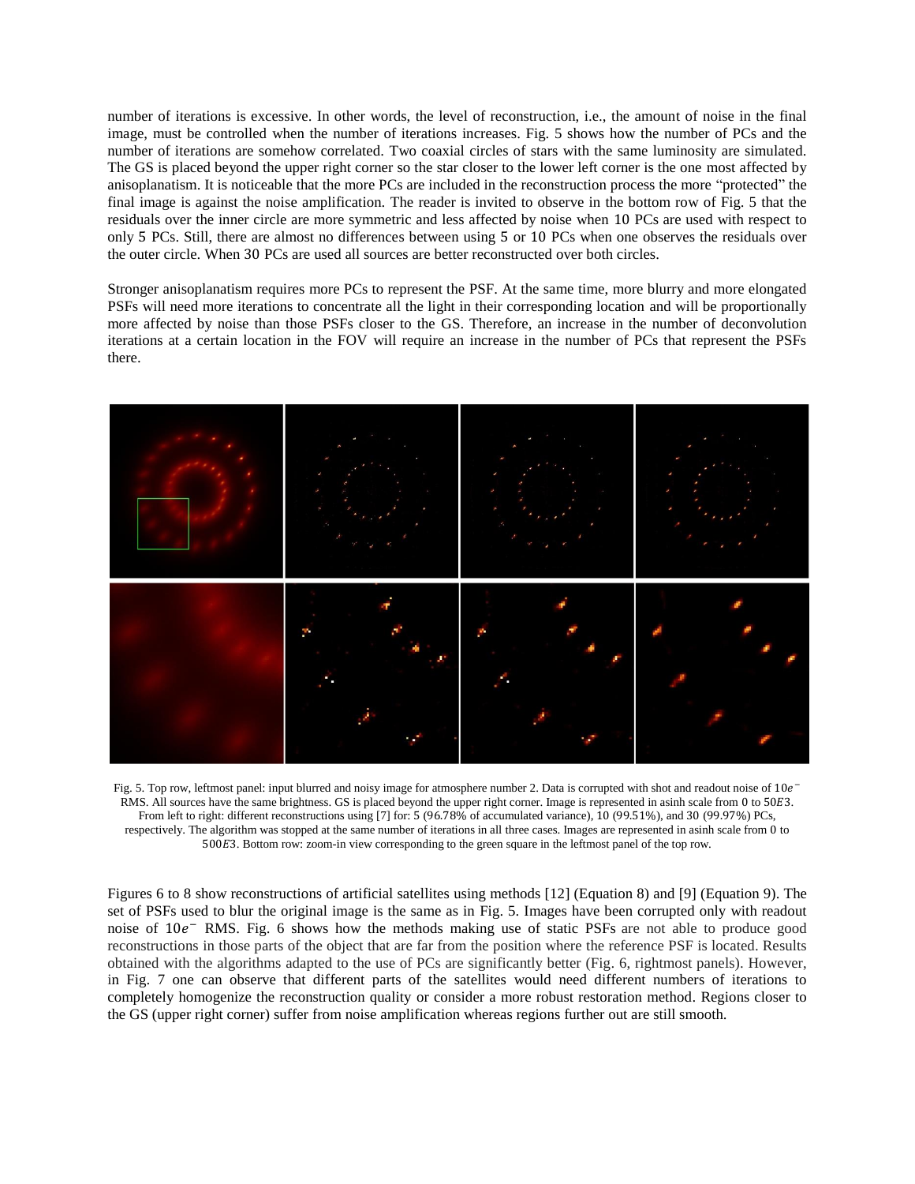number of iterations is excessive. In other words, the level of reconstruction, i.e., the amount of noise in the final image, must be controlled when the number of iterations increases. Fig. 5 shows how the number of PCs and the number of iterations are somehow correlated. Two coaxial circles of stars with the same luminosity are simulated. The GS is placed beyond the upper right corner so the star closer to the lower left corner is the one most affected by anisoplanatism. It is noticeable that the more PCs are included in the reconstruction process the more "protected" the final image is against the noise amplification. The reader is invited to observe in the bottom row of Fig. 5 that the residuals over the inner circle are more symmetric and less affected by noise when 10 PCs are used with respect to only 5 PCs. Still, there are almost no differences between using 5 or 10 PCs when one observes the residuals over the outer circle. When 30 PCs are used all sources are better reconstructed over both circles.

Stronger anisoplanatism requires more PCs to represent the PSF. At the same time, more blurry and more elongated PSFs will need more iterations to concentrate all the light in their corresponding location and will be proportionally more affected by noise than those PSFs closer to the GS. Therefore, an increase in the number of deconvolution iterations at a certain location in the FOV will require an increase in the number of PCs that represent the PSFs there.

Fig. 5. Top row, leftmost panel: input blurred and noisy image for atmosphere number 2. Data is corrupted with shot and readout noise of $10e^-$ RMS. All sources have the same brightness. GS is placed beyond the upper right corner. Image is represented in asinh scale from 0 to $50E3$. From left to right: different reconstructions using [7] for: 5 (96.78% of accumulated variance), 10 (99.51%), and 30 (99.97%) PCs, respectively. The algorithm was stopped at the same number of iterations in all three cases. Images are represented in asinh scale from 0 to $500E3$. Bottom row: zoom-in view corresponding to the green square in the leftmost panel of the top row.

Figures 6 to 8 show reconstructions of artificial satellites using methods [12] (Equation 8) and [9] (Equation 9). The set of PSFs used to blur the original image is the same as in Fig. 5. Images have been corrupted only with readout noise of $10e^-$ RMS. Fig. 6 shows how the methods making use of static PSFs are not able to produce good reconstructions in those parts of the object that are far from the position where the reference PSF is located. Results obtained with the algorithms adapted to the use of PCs are significantly better (Fig. 6, rightmost panels). However, in Fig. 7 one can observe that different parts of the satellites would need different numbers of iterations to completely homogenize the reconstruction quality or consider a more robust restoration method. Regions closer to the GS (upper right corner) suffer from noise amplification whereas regions further out are still smooth.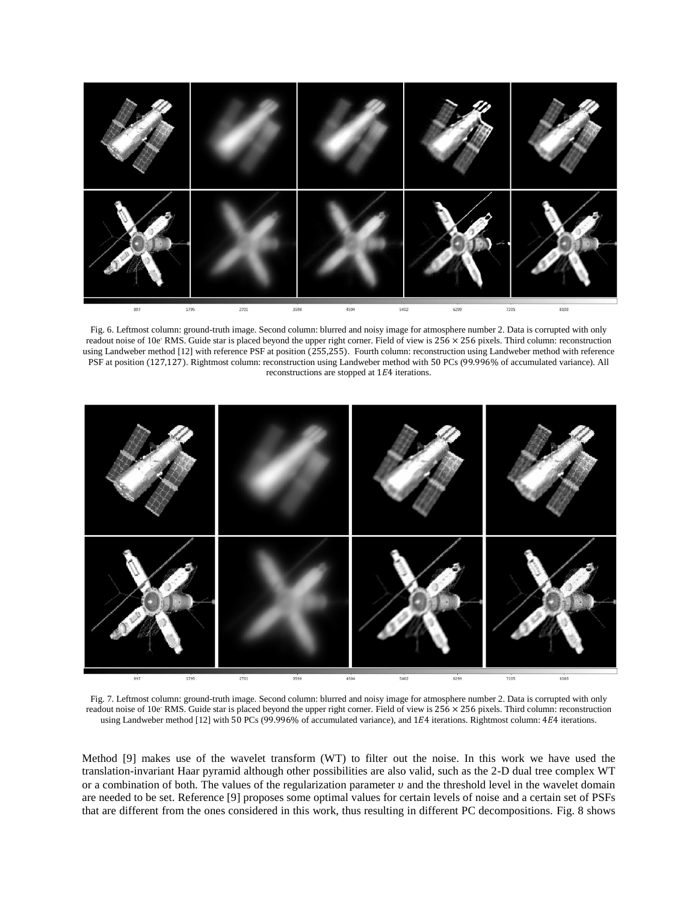Fig. 6. Leftmost column: ground-truth image. Second column: blurred and noisy image for atmosphere number 2. Data is corrupted with only readout noise of 10e$^-$ RMS. Guide star is placed beyond the upper right corner. Field of view is $256 \times 256$ pixels. Third column: reconstruction using Landweber method [12] with reference PSF at position $(255,255)$. Fourth column: reconstruction using Landweber method with reference PSF at position $(127,127)$. Rightmost column: reconstruction using Landweber method with $50$ PCs ($99.996\%$ of accumulated variance). All reconstructions are stopped at $1E4$ iterations.

Fig. 7. Leftmost column: ground-truth image. Second column: blurred and noisy image for atmosphere number 2. Data is corrupted with only readout noise of 10e$^-$ RMS. Guide star is placed beyond the upper right corner. Field of view is $256 \times 256$ pixels. Third column: reconstruction using Landweber method [12] with $50$ PCs ($99.996\%$ of accumulated variance), and $1E4$ iterations. Rightmost column: $4E4$ iterations.

Method [9] makes use of the wavelet transform (WT) to filter out the noise. In this work we have used the translation-invariant Haar pyramid although other possibilities are also valid, such as the 2-D dual tree complex WT or a combination of both. The values of the regularization parameter $\upsilon$ and the threshold level in the wavelet domain are needed to be set. Reference [9] proposes some optimal values for certain levels of noise and a certain set of PSFs that are different from the ones considered in this work, thus resulting in different PC decompositions. Fig. 8 shows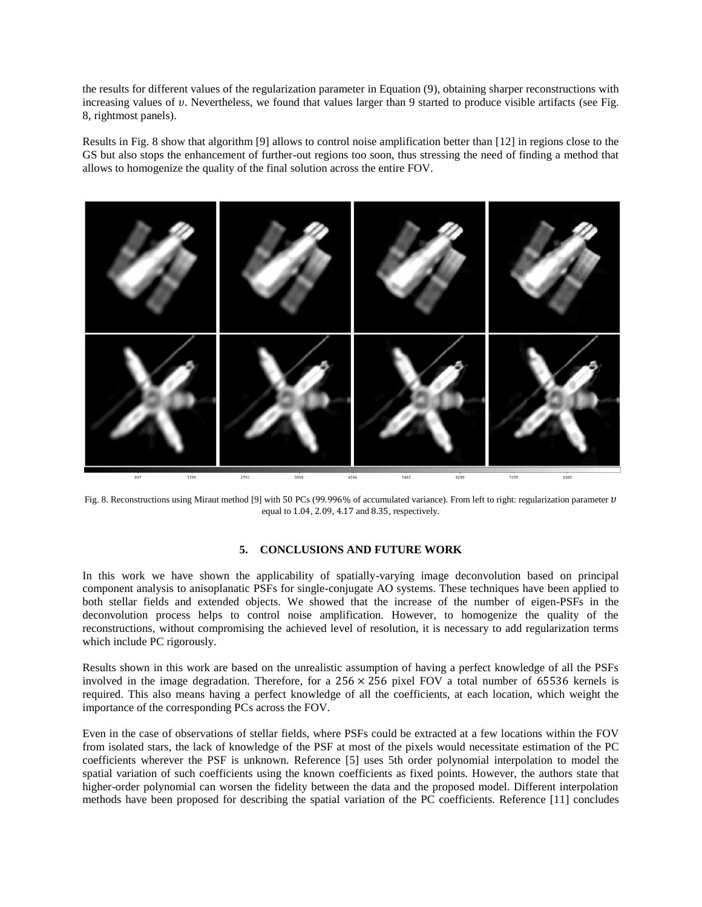the results for different values of the regularization parameter in Equation (9), obtaining sharper reconstructions with increasing values of $\upsilon$. Nevertheless, we found that values larger than 9 started to produce visible artifacts (see Fig. 8, rightmost panels).

Results in Fig. 8 show that algorithm [9] allows to control noise amplification better than [12] in regions close to the GS but also stops the enhancement of further-out regions too soon, thus stressing the need of finding a method that allows to homogenize the quality of the final solution across the entire FOV.

Fig. 8. Reconstructions using Miraut method [9] with 50 PCs (99.996% of accumulated variance). From left to right: regularization parameter $\upsilon$ equal to 1.04, 2.09, 4.17 and 8.35, respectively.

## 5. CONCLUSIONS AND FUTURE WORK

In this work we have shown the applicability of spatially-varying image deconvolution based on principal component analysis to anisoplanatic PSFs for single-conjugate AO systems. These techniques have been applied to both stellar fields and extended objects. We showed that the increase of the number of eigen-PSFs in the deconvolution process helps to control noise amplification. However, to homogenize the quality of the reconstructions, without compromising the achieved level of resolution, it is necessary to add regularization terms which include PC rigorously.

Results shown in this work are based on the unrealistic assumption of having a perfect knowledge of all the PSFs involved in the image degradation. Therefore, for a $256 \times 256$ pixel FOV a total number of $65536$ kernels is required. This also means having a perfect knowledge of all the coefficients, at each location, which weight the importance of the corresponding PCs across the FOV.

Even in the case of observations of stellar fields, where PSFs could be extracted at a few locations within the FOV from isolated stars, the lack of knowledge of the PSF at most of the pixels would necessitate estimation of the PC coefficients wherever the PSF is unknown. Reference [5] uses 5th order polynomial interpolation to model the spatial variation of such coefficients using the known coefficients as fixed points. However, the authors state that higher-order polynomial can worsen the fidelity between the data and the proposed model. Different interpolation methods have been proposed for describing the spatial variation of the PC coefficients. Reference [11] concludes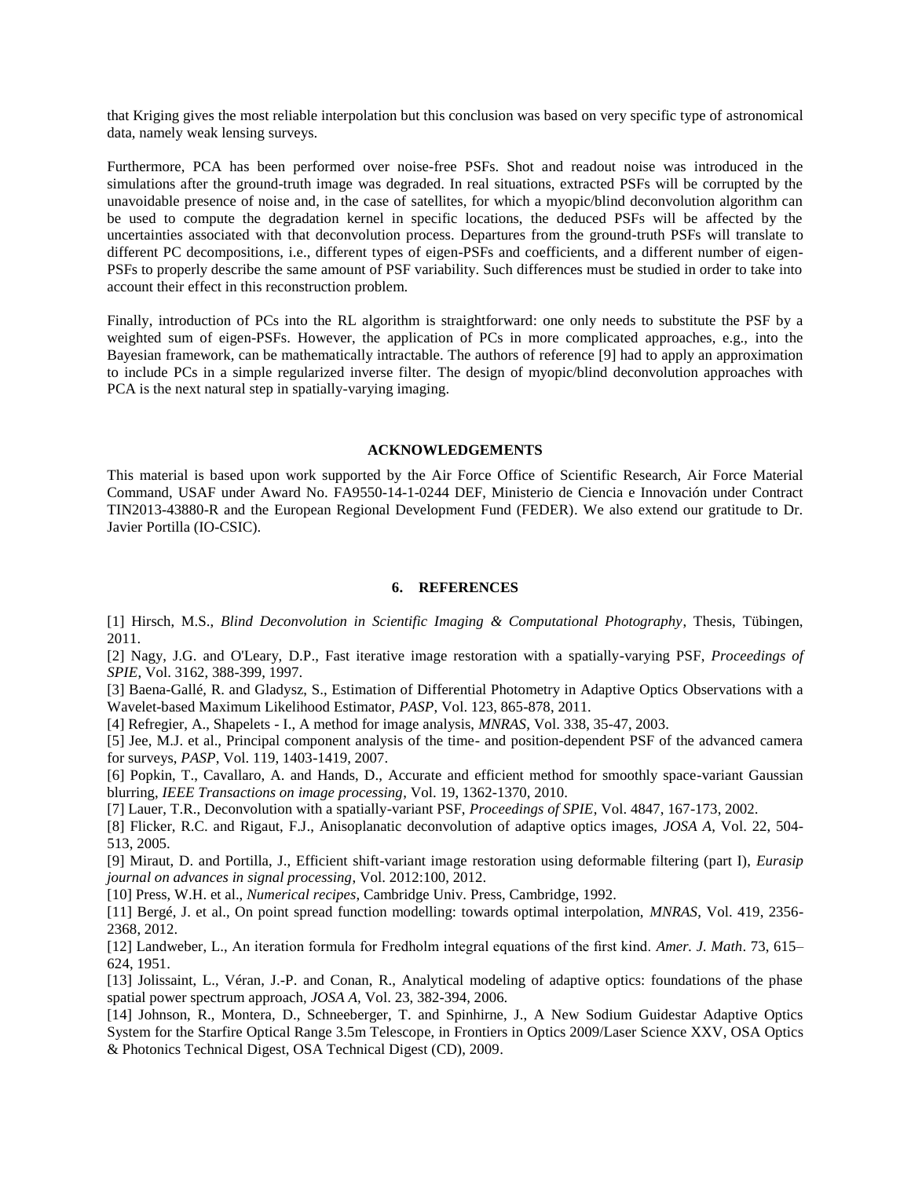that Kriging gives the most reliable interpolation but this conclusion was based on very specific type of astronomical data, namely weak lensing surveys.

Furthermore, PCA has been performed over noise-free PSFs. Shot and readout noise was introduced in the simulations after the ground-truth image was degraded. In real situations, extracted PSFs will be corrupted by the unavoidable presence of noise and, in the case of satellites, for which a myopic/blind deconvolution algorithm can be used to compute the degradation kernel in specific locations, the deduced PSFs will be affected by the uncertainties associated with that deconvolution process. Departures from the ground-truth PSFs will translate to different PC decompositions, i.e., different types of eigen-PSFs and coefficients, and a different number of eigen-PSFs to properly describe the same amount of PSF variability. Such differences must be studied in order to take into account their effect in this reconstruction problem.

Finally, introduction of PCs into the RL algorithm is straightforward: one only needs to substitute the PSF by a weighted sum of eigen-PSFs. However, the application of PCs in more complicated approaches, e.g., into the Bayesian framework, can be mathematically intractable. The authors of reference [9] had to apply an approximation to include PCs in a simple regularized inverse filter. The design of myopic/blind deconvolution approaches with PCA is the next natural step in spatially-varying imaging.

## ACKNOWLEDGEMENTS

This material is based upon work supported by the Air Force Office of Scientific Research, Air Force Material Command, USAF under Award No. FA9550-14-1-0244 DEF, Ministerio de Ciencia e Innovación under Contract TIN2013-43880-R and the European Regional Development Fund (FEDER). We also extend our gratitude to Dr. Javier Portilla (IO-CSIC).

## 6. REFERENCES

[1] Hirsch, M.S., *Blind Deconvolution in Scientific Imaging & Computational Photography*, Thesis, Tübingen, 2011.

[2] Nagy, J.G. and O'Leary, D.P., Fast iterative image restoration with a spatially-varying PSF, *Proceedings of SPIE*, Vol. 3162, 388-399, 1997.

[3] Baena-Gallé, R. and Gladysz, S., Estimation of Differential Photometry in Adaptive Optics Observations with a Wavelet-based Maximum Likelihood Estimator, *PASP*, Vol. 123, 865-878, 2011.

[4] Refregier, A., Shapelets - I., A method for image analysis, *MNRAS*, Vol. 338, 35-47, 2003.

[5] Jee, M.J. et al., Principal component analysis of the time- and position-dependent PSF of the advanced camera for surveys, *PASP*, Vol. 119, 1403-1419, 2007.

[6] Popkin, T., Cavallaro, A. and Hands, D., Accurate and efficient method for smoothly space-variant Gaussian blurring, *IEEE Transactions on image processing*, Vol. 19, 1362-1370, 2010.

[7] Lauer, T.R., Deconvolution with a spatially-variant PSF, *Proceedings of SPIE*, Vol. 4847, 167-173, 2002.

[8] Flicker, R.C. and Rigaut, F.J., Anisoplanatic deconvolution of adaptive optics images, *JOSA A*, Vol. 22, 504-513, 2005.

[9] Miraut, D. and Portilla, J., Efficient shift-variant image restoration using deformable filtering (part I), *Eurasip journal on advances in signal processing*, Vol. 2012:100, 2012.

[10] Press, W.H. et al., *Numerical recipes*, Cambridge Univ. Press, Cambridge, 1992.

[11] Bergé, J. et al., On point spread function modelling: towards optimal interpolation, *MNRAS*, Vol. 419, 2356-2368, 2012.

[12] Landweber, L., An iteration formula for Fredholm integral equations of the first kind. *Amer. J. Math*. 73, 615–624, 1951.

[13] Jolissaint, L., Véran, J.-P. and Conan, R., Analytical modeling of adaptive optics: foundations of the phase spatial power spectrum approach, *JOSA A*, Vol. 23, 382-394, 2006.

[14] Johnson, R., Montera, D., Schneeberger, T. and Spinhirne, J., A New Sodium Guidestar Adaptive Optics System for the Starfire Optical Range 3.5m Telescope, in Frontiers in Optics 2009/Laser Science XXV, OSA Optics & Photonics Technical Digest, OSA Technical Digest (CD), 2009.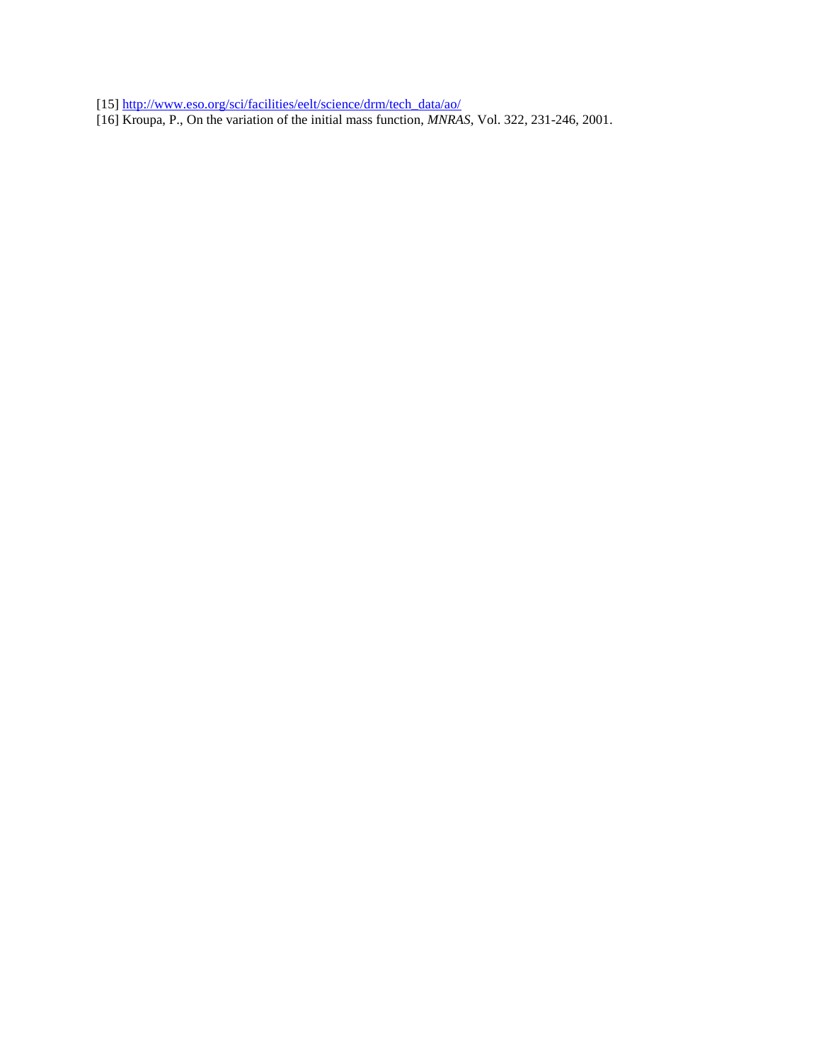[15] http://www.eso.org/sci/facilities/eelt/science/drm/tech_data/ao/

[16] Kroupa, P., On the variation of the initial mass function, *MNRAS*, Vol. 322, 231-246, 2001.